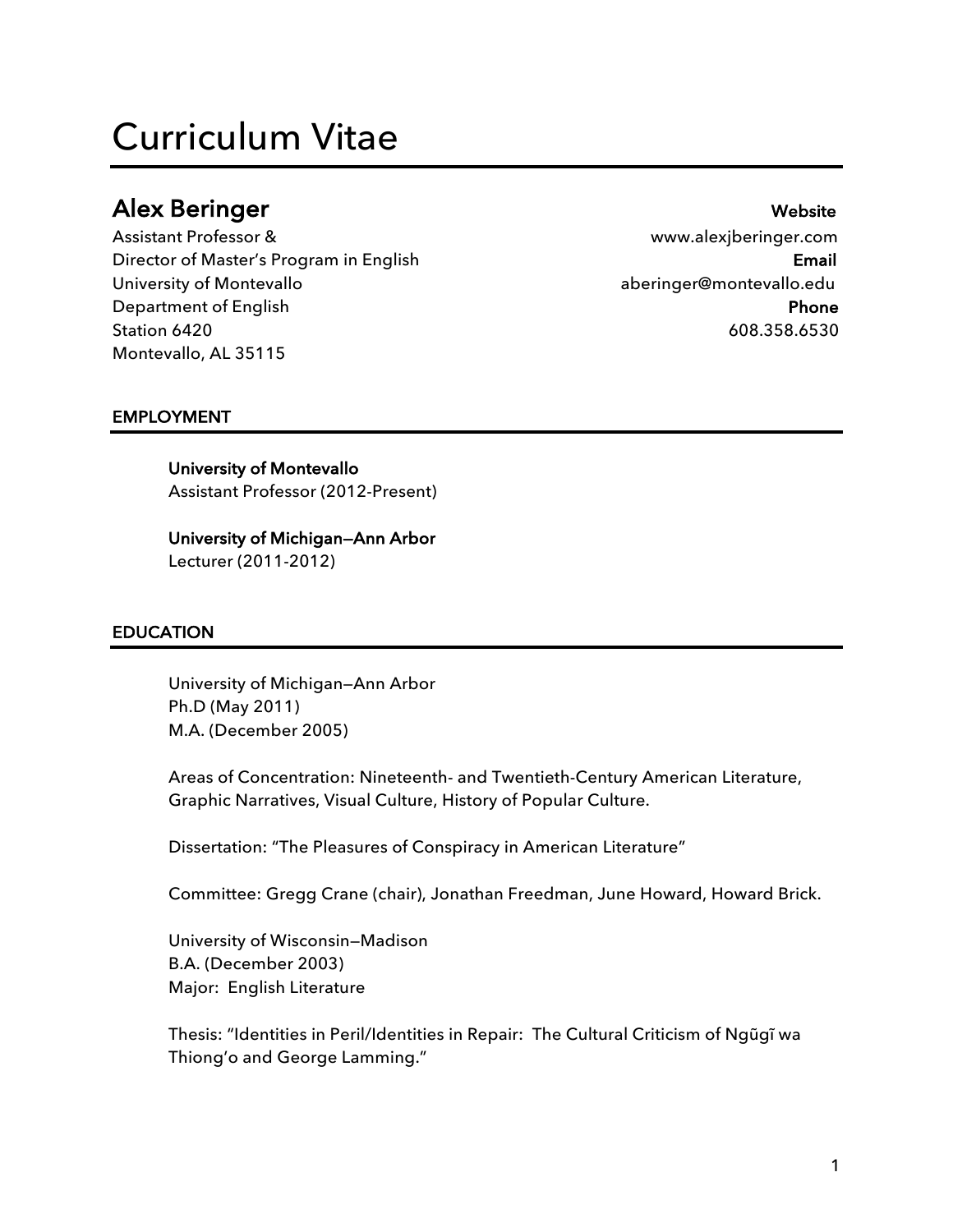# Curriculum Vitae

## Alex Beringer

Assistant Professor &
Director of Master's Program in English
University of Montevallo
Department of English
Station 6420
Montevallo, AL 35115

**Website**
www.alexjberinger.com

**Email**
aberinger@montevallo.edu

**Phone**
608.358.6530

### EMPLOYMENT

**University of Montevallo**
Assistant Professor (2012-Present)

**University of Michigan—Ann Arbor**
Lecturer (2011-2012)

### EDUCATION

University of Michigan—Ann Arbor
Ph.D (May 2011)
M.A. (December 2005)

Areas of Concentration: Nineteenth- and Twentieth-Century American Literature, Graphic Narratives, Visual Culture, History of Popular Culture.

Dissertation: "The Pleasures of Conspiracy in American Literature"

Committee: Gregg Crane (chair), Jonathan Freedman, June Howard, Howard Brick.

University of Wisconsin—Madison
B.A. (December 2003)
Major: English Literature

Thesis: "Identities in Peril/Identities in Repair: The Cultural Criticism of Ngũgĩ wa Thiong'o and George Lamming."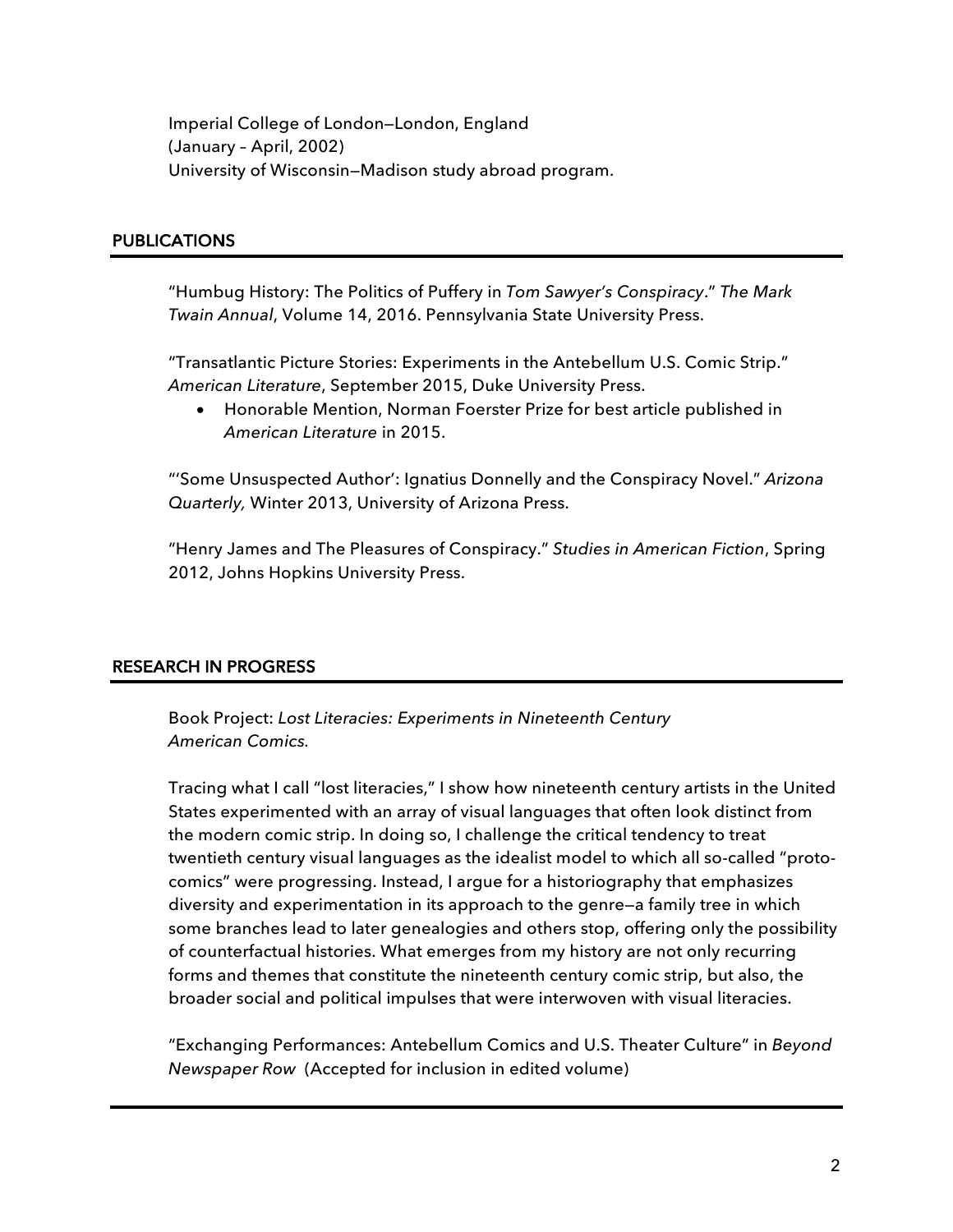Imperial College of London—London, England
(January – April, 2002)
University of Wisconsin—Madison study abroad program.

## PUBLICATIONS

"Humbug History: The Politics of Puffery in *Tom Sawyer's Conspiracy*." *The Mark Twain Annual*, Volume 14, 2016. Pennsylvania State University Press.

"Transatlantic Picture Stories: Experiments in the Antebellum U.S. Comic Strip." *American Literature*, September 2015, Duke University Press.

- Honorable Mention, Norman Foerster Prize for best article published in *American Literature* in 2015.

"'Some Unsuspected Author': Ignatius Donnelly and the Conspiracy Novel." *Arizona Quarterly,* Winter 2013, University of Arizona Press.

"Henry James and The Pleasures of Conspiracy." *Studies in American Fiction*, Spring 2012, Johns Hopkins University Press.

## RESEARCH IN PROGRESS

Book Project: *Lost Literacies: Experiments in Nineteenth Century American Comics.*

Tracing what I call "lost literacies," I show how nineteenth century artists in the United States experimented with an array of visual languages that often look distinct from the modern comic strip. In doing so, I challenge the critical tendency to treat twentieth century visual languages as the idealist model to which all so-called "proto-comics" were progressing. Instead, I argue for a historiography that emphasizes diversity and experimentation in its approach to the genre—a family tree in which some branches lead to later genealogies and others stop, offering only the possibility of counterfactual histories. What emerges from my history are not only recurring forms and themes that constitute the nineteenth century comic strip, but also, the broader social and political impulses that were interwoven with visual literacies.

"Exchanging Performances: Antebellum Comics and U.S. Theater Culture" in *Beyond Newspaper Row* (Accepted for inclusion in edited volume)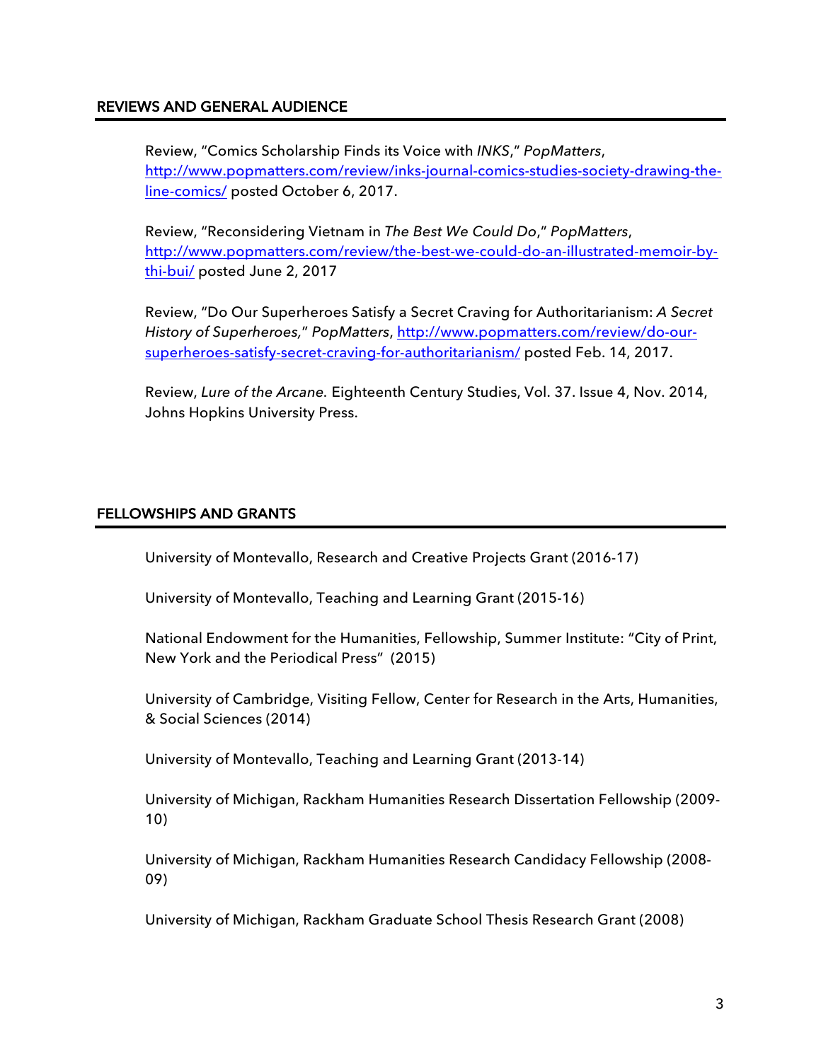## REVIEWS AND GENERAL AUDIENCE

Review, "Comics Scholarship Finds its Voice with *INKS*," *PopMatters*, http://www.popmatters.com/review/inks-journal-comics-studies-society-drawing-the-line-comics/ posted October 6, 2017.

Review, "Reconsidering Vietnam in *The Best We Could Do*," *PopMatters*, http://www.popmatters.com/review/the-best-we-could-do-an-illustrated-memoir-by-thi-bui/ posted June 2, 2017

Review, "Do Our Superheroes Satisfy a Secret Craving for Authoritarianism: *A Secret History of Superheroes*," *PopMatters*, http://www.popmatters.com/review/do-our-superheroes-satisfy-secret-craving-for-authoritarianism/ posted Feb. 14, 2017.

Review, *Lure of the Arcane.* Eighteenth Century Studies, Vol. 37. Issue 4, Nov. 2014, Johns Hopkins University Press.

## FELLOWSHIPS AND GRANTS

University of Montevallo, Research and Creative Projects Grant (2016-17)

University of Montevallo, Teaching and Learning Grant (2015-16)

National Endowment for the Humanities, Fellowship, Summer Institute: "City of Print, New York and the Periodical Press" (2015)

University of Cambridge, Visiting Fellow, Center for Research in the Arts, Humanities, & Social Sciences (2014)

University of Montevallo, Teaching and Learning Grant (2013-14)

University of Michigan, Rackham Humanities Research Dissertation Fellowship (2009-10)

University of Michigan, Rackham Humanities Research Candidacy Fellowship (2008-09)

University of Michigan, Rackham Graduate School Thesis Research Grant (2008)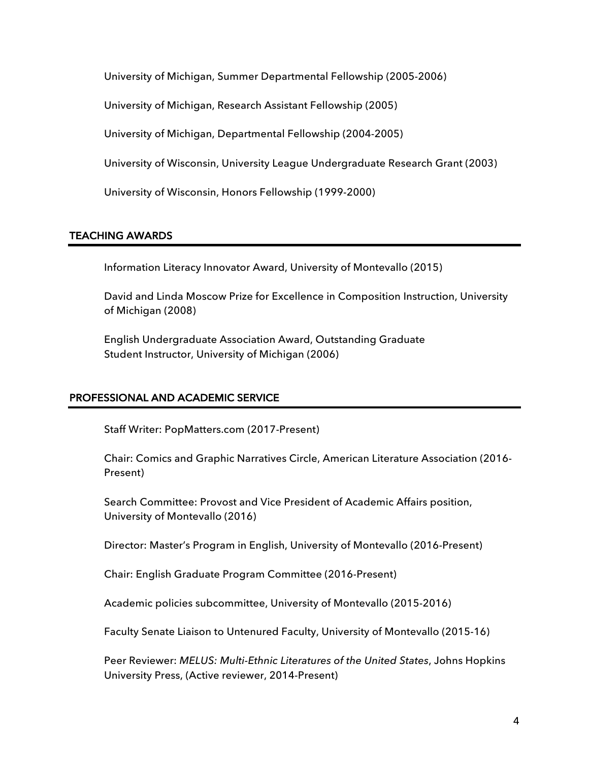University of Michigan, Summer Departmental Fellowship (2005-2006)

University of Michigan, Research Assistant Fellowship (2005)

University of Michigan, Departmental Fellowship (2004-2005)

University of Wisconsin, University League Undergraduate Research Grant (2003)

University of Wisconsin, Honors Fellowship (1999-2000)

## TEACHING AWARDS

Information Literacy Innovator Award, University of Montevallo (2015)

David and Linda Moscow Prize for Excellence in Composition Instruction, University of Michigan (2008)

English Undergraduate Association Award, Outstanding Graduate Student Instructor, University of Michigan (2006)

## PROFESSIONAL AND ACADEMIC SERVICE

Staff Writer: PopMatters.com (2017-Present)

Chair: Comics and Graphic Narratives Circle, American Literature Association (2016-Present)

Search Committee: Provost and Vice President of Academic Affairs position, University of Montevallo (2016)

Director: Master's Program in English, University of Montevallo (2016-Present)

Chair: English Graduate Program Committee (2016-Present)

Academic policies subcommittee, University of Montevallo (2015-2016)

Faculty Senate Liaison to Untenured Faculty, University of Montevallo (2015-16)

Peer Reviewer: *MELUS: Multi-Ethnic Literatures of the United States*, Johns Hopkins University Press, (Active reviewer, 2014-Present)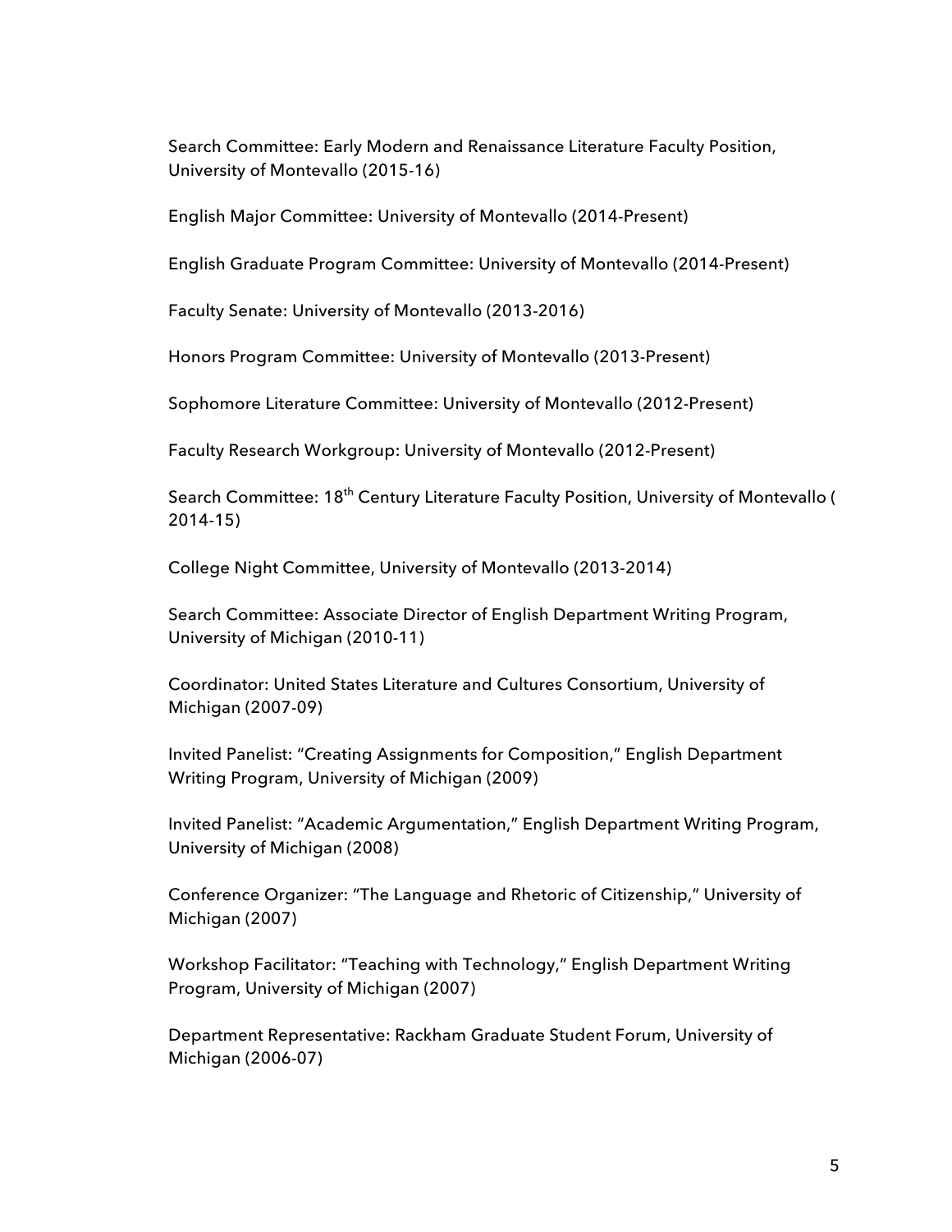Search Committee: Early Modern and Renaissance Literature Faculty Position, University of Montevallo (2015-16)

English Major Committee: University of Montevallo (2014-Present)

English Graduate Program Committee: University of Montevallo (2014-Present)

Faculty Senate: University of Montevallo (2013-2016)

Honors Program Committee: University of Montevallo (2013-Present)

Sophomore Literature Committee: University of Montevallo (2012-Present)

Faculty Research Workgroup: University of Montevallo (2012-Present)

Search Committee: 18th Century Literature Faculty Position, University of Montevallo ( 2014-15)

College Night Committee, University of Montevallo (2013-2014)

Search Committee: Associate Director of English Department Writing Program, University of Michigan (2010-11)

Coordinator: United States Literature and Cultures Consortium, University of Michigan (2007-09)

Invited Panelist: "Creating Assignments for Composition," English Department Writing Program, University of Michigan (2009)

Invited Panelist: "Academic Argumentation," English Department Writing Program, University of Michigan (2008)

Conference Organizer: "The Language and Rhetoric of Citizenship," University of Michigan (2007)

Workshop Facilitator: "Teaching with Technology," English Department Writing Program, University of Michigan (2007)

Department Representative: Rackham Graduate Student Forum, University of Michigan (2006-07)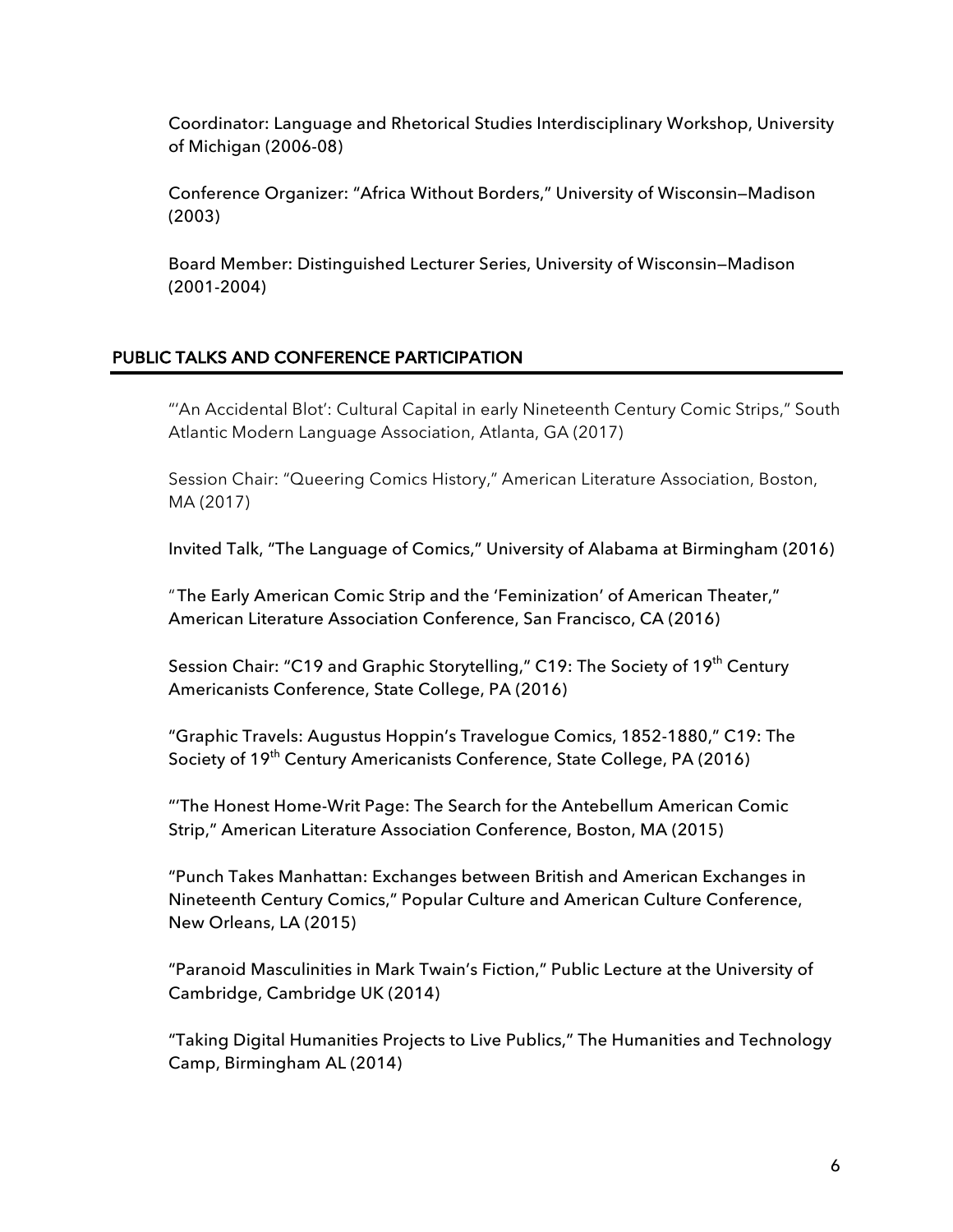Coordinator: Language and Rhetorical Studies Interdisciplinary Workshop, University of Michigan (2006-08)

Conference Organizer: "Africa Without Borders," University of Wisconsin—Madison (2003)

Board Member: Distinguished Lecturer Series, University of Wisconsin—Madison (2001-2004)

## PUBLIC TALKS AND CONFERENCE PARTICIPATION

"'An Accidental Blot': Cultural Capital in early Nineteenth Century Comic Strips," South Atlantic Modern Language Association, Atlanta, GA (2017)

Session Chair: "Queering Comics History," American Literature Association, Boston, MA (2017)

Invited Talk, "The Language of Comics," University of Alabama at Birmingham (2016)

"The Early American Comic Strip and the 'Feminization' of American Theater," American Literature Association Conference, San Francisco, CA (2016)

Session Chair: "C19 and Graphic Storytelling," C19: The Society of 19th Century Americanists Conference, State College, PA (2016)

"Graphic Travels: Augustus Hoppin's Travelogue Comics, 1852-1880," C19: The Society of 19th Century Americanists Conference, State College, PA (2016)

"'The Honest Home-Writ Page: The Search for the Antebellum American Comic Strip," American Literature Association Conference, Boston, MA (2015)

"Punch Takes Manhattan: Exchanges between British and American Exchanges in Nineteenth Century Comics," Popular Culture and American Culture Conference, New Orleans, LA (2015)

"Paranoid Masculinities in Mark Twain's Fiction," Public Lecture at the University of Cambridge, Cambridge UK (2014)

"Taking Digital Humanities Projects to Live Publics," The Humanities and Technology Camp, Birmingham AL (2014)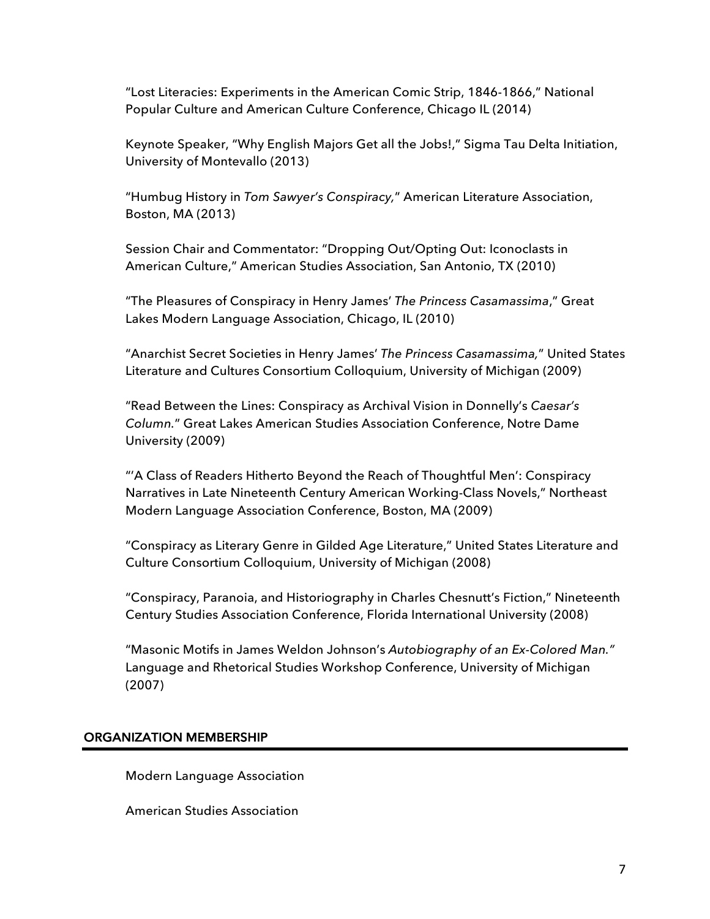"Lost Literacies: Experiments in the American Comic Strip, 1846-1866," National Popular Culture and American Culture Conference, Chicago IL (2014)

Keynote Speaker, "Why English Majors Get all the Jobs!," Sigma Tau Delta Initiation, University of Montevallo (2013)

"Humbug History in *Tom Sawyer's Conspiracy,*" American Literature Association, Boston, MA (2013)

Session Chair and Commentator: "Dropping Out/Opting Out: Iconoclasts in American Culture," American Studies Association, San Antonio, TX (2010)

"The Pleasures of Conspiracy in Henry James' *The Princess Casamassima*," Great Lakes Modern Language Association, Chicago, IL (2010)

"Anarchist Secret Societies in Henry James' *The Princess Casamassima,*" United States Literature and Cultures Consortium Colloquium, University of Michigan (2009)

"Read Between the Lines: Conspiracy as Archival Vision in Donnelly's *Caesar's Column.*" Great Lakes American Studies Association Conference, Notre Dame University (2009)

"'A Class of Readers Hitherto Beyond the Reach of Thoughtful Men': Conspiracy Narratives in Late Nineteenth Century American Working-Class Novels," Northeast Modern Language Association Conference, Boston, MA (2009)

"Conspiracy as Literary Genre in Gilded Age Literature," United States Literature and Culture Consortium Colloquium, University of Michigan (2008)

"Conspiracy, Paranoia, and Historiography in Charles Chesnutt's Fiction," Nineteenth Century Studies Association Conference, Florida International University (2008)

"Masonic Motifs in James Weldon Johnson's *Autobiography of an Ex-Colored Man."* Language and Rhetorical Studies Workshop Conference, University of Michigan (2007)

## ORGANIZATION MEMBERSHIP

Modern Language Association

American Studies Association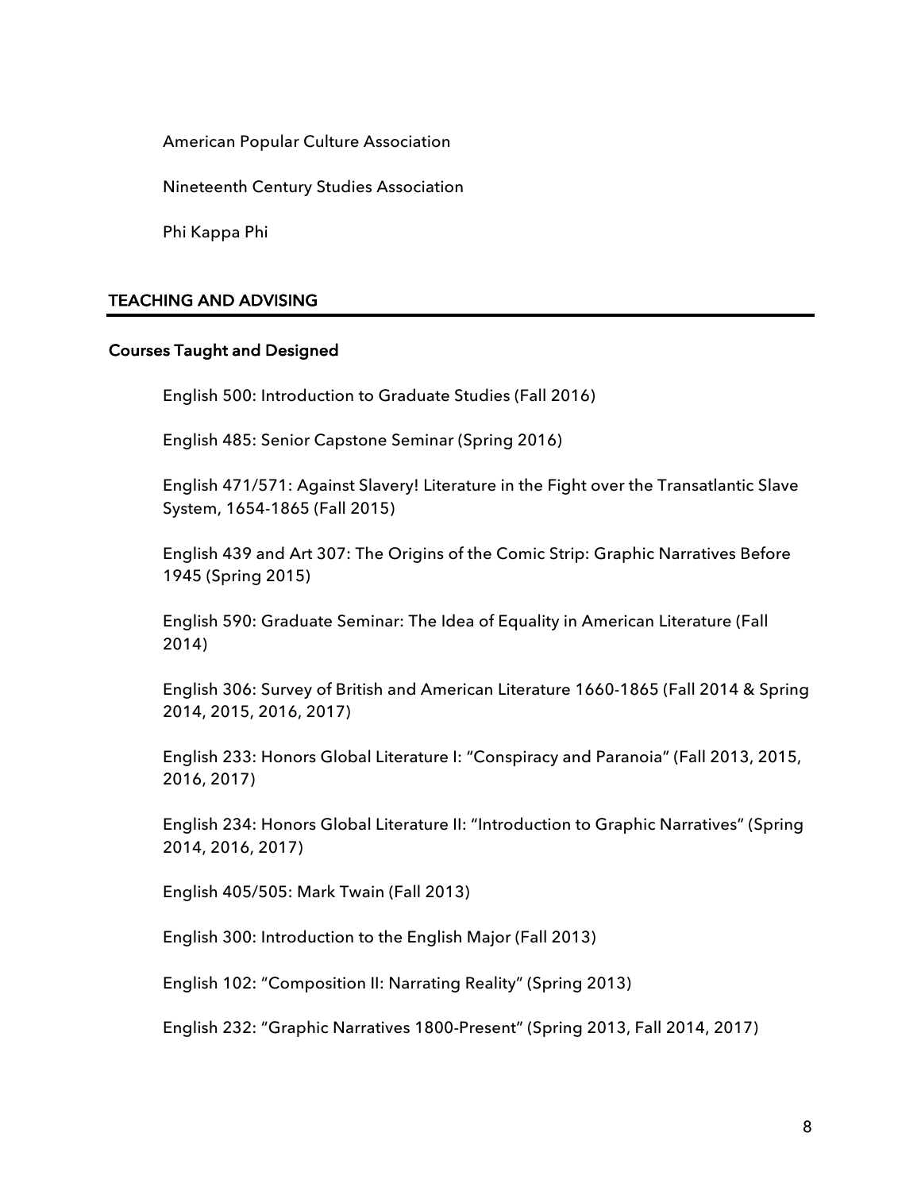American Popular Culture Association

Nineteenth Century Studies Association

Phi Kappa Phi

## TEACHING AND ADVISING

### Courses Taught and Designed

English 500: Introduction to Graduate Studies (Fall 2016)

English 485: Senior Capstone Seminar (Spring 2016)

English 471/571: Against Slavery! Literature in the Fight over the Transatlantic Slave System, 1654-1865 (Fall 2015)

English 439 and Art 307: The Origins of the Comic Strip: Graphic Narratives Before 1945 (Spring 2015)

English 590: Graduate Seminar: The Idea of Equality in American Literature (Fall 2014)

English 306: Survey of British and American Literature 1660-1865 (Fall 2014 & Spring 2014, 2015, 2016, 2017)

English 233: Honors Global Literature I: "Conspiracy and Paranoia" (Fall 2013, 2015, 2016, 2017)

English 234: Honors Global Literature II: "Introduction to Graphic Narratives" (Spring 2014, 2016, 2017)

English 405/505: Mark Twain (Fall 2013)

English 300: Introduction to the English Major (Fall 2013)

English 102: "Composition II: Narrating Reality" (Spring 2013)

English 232: "Graphic Narratives 1800-Present" (Spring 2013, Fall 2014, 2017)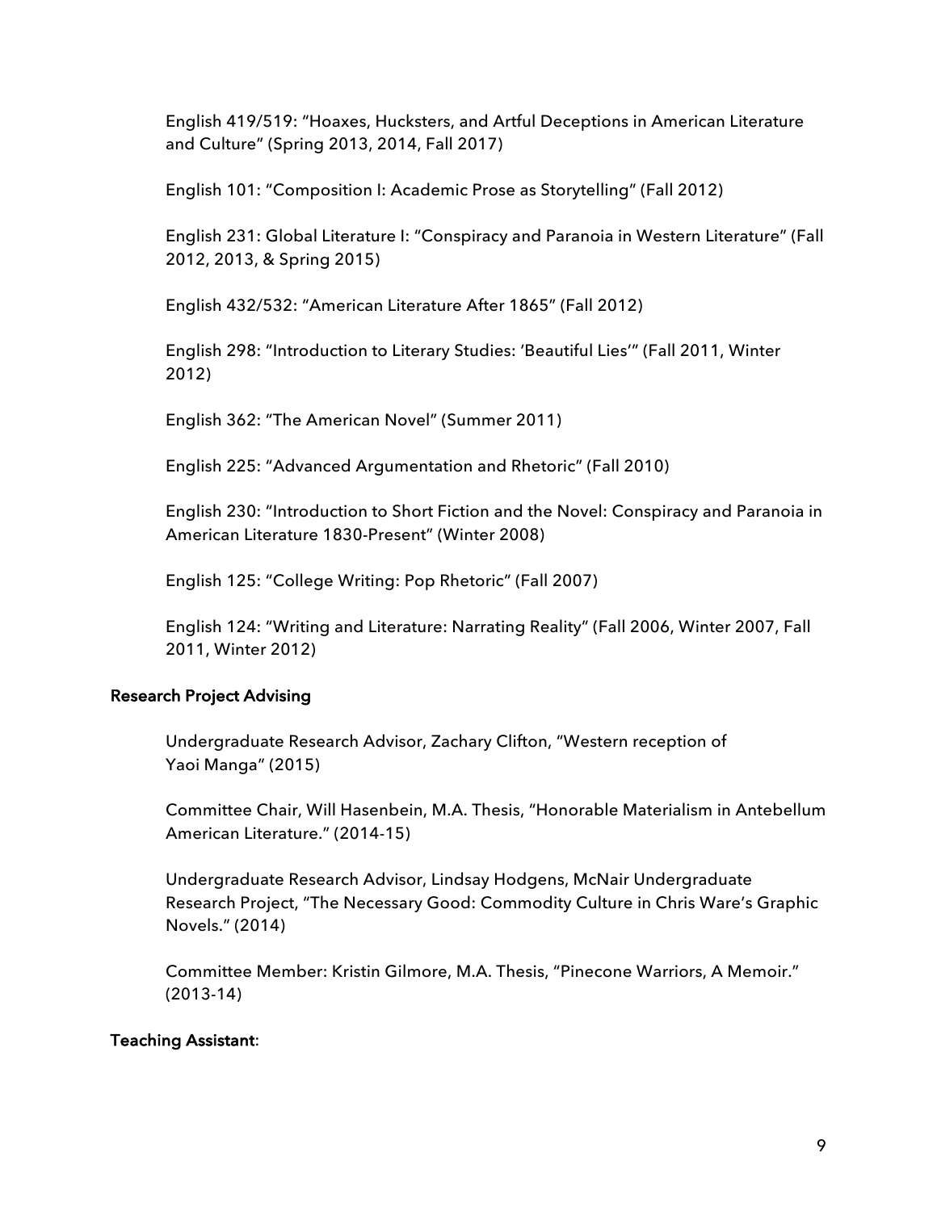English 419/519: “Hoaxes, Hucksters, and Artful Deceptions in American Literature and Culture” (Spring 2013, 2014, Fall 2017)

English 101: “Composition I: Academic Prose as Storytelling” (Fall 2012)

English 231: Global Literature I: “Conspiracy and Paranoia in Western Literature” (Fall 2012, 2013, & Spring 2015)

English 432/532: “American Literature After 1865” (Fall 2012)

English 298: “Introduction to Literary Studies: ‘Beautiful Lies’” (Fall 2011, Winter 2012)

English 362: “The American Novel” (Summer 2011)

English 225: “Advanced Argumentation and Rhetoric” (Fall 2010)

English 230: “Introduction to Short Fiction and the Novel: Conspiracy and Paranoia in American Literature 1830-Present” (Winter 2008)

English 125: “College Writing: Pop Rhetoric” (Fall 2007)

English 124: “Writing and Literature: Narrating Reality” (Fall 2006, Winter 2007, Fall 2011, Winter 2012)

**Research Project Advising**

Undergraduate Research Advisor, Zachary Clifton, “Western reception of Yaoi Manga” (2015)

Committee Chair, Will Hasenbein, M.A. Thesis, “Honorable Materialism in Antebellum American Literature.” (2014-15)

Undergraduate Research Advisor, Lindsay Hodgens, McNair Undergraduate Research Project, “The Necessary Good: Commodity Culture in Chris Ware’s Graphic Novels.” (2014)

Committee Member: Kristin Gilmore, M.A. Thesis, “Pinecone Warriors, A Memoir.” (2013-14)

**Teaching Assistant**: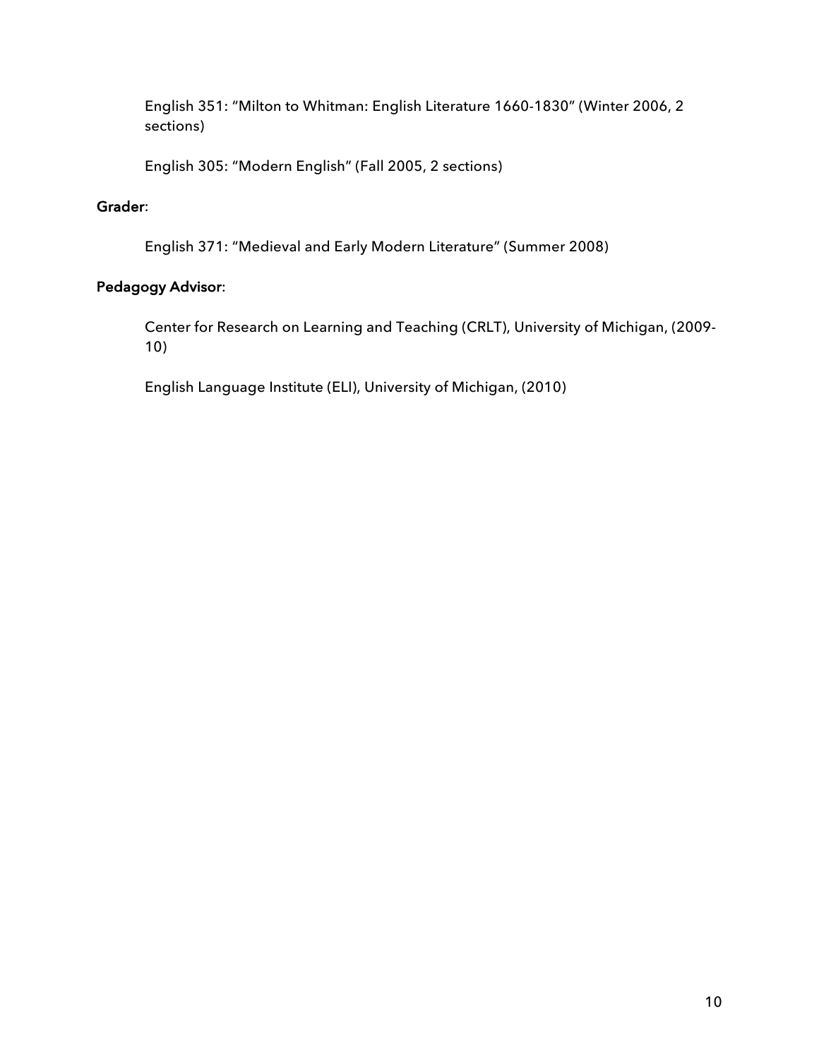English 351: "Milton to Whitman: English Literature 1660-1830" (Winter 2006, 2 sections)

English 305: "Modern English" (Fall 2005, 2 sections)

**Grader**:

English 371: "Medieval and Early Modern Literature" (Summer 2008)

**Pedagogy Advisor**:

Center for Research on Learning and Teaching (CRLT), University of Michigan, (2009-10)

English Language Institute (ELI), University of Michigan, (2010)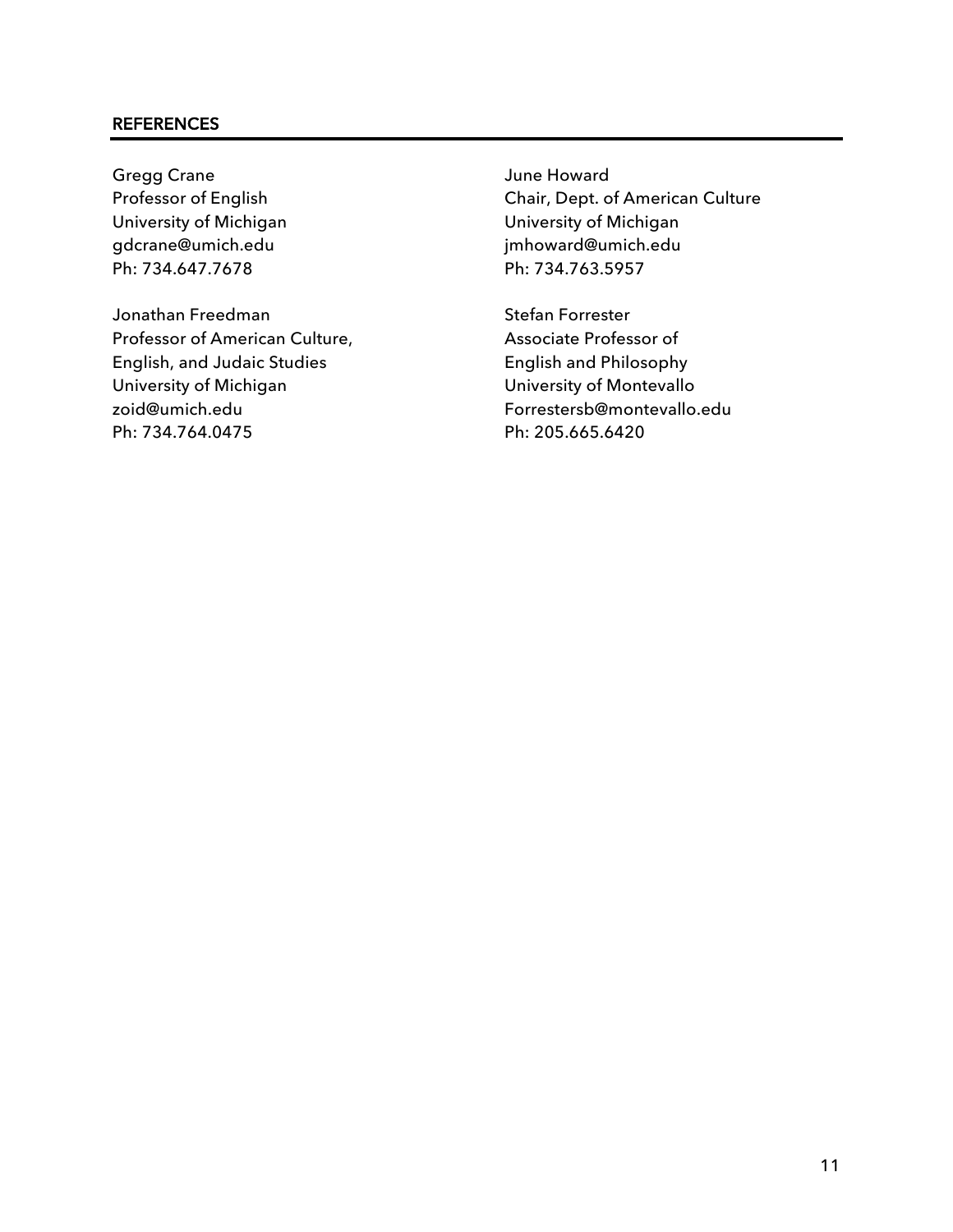## REFERENCES

Gregg Crane
Professor of English
University of Michigan
gdcrane@umich.edu
Ph: 734.647.7678

Jonathan Freedman
Professor of American Culture,
English, and Judaic Studies
University of Michigan
zoid@umich.edu
Ph: 734.764.0475

June Howard
Chair, Dept. of American Culture
University of Michigan
jmhoward@umich.edu
Ph: 734.763.5957

Stefan Forrester
Associate Professor of
English and Philosophy
University of Montevallo
Forrestersb@montevallo.edu
Ph: 205.665.6420